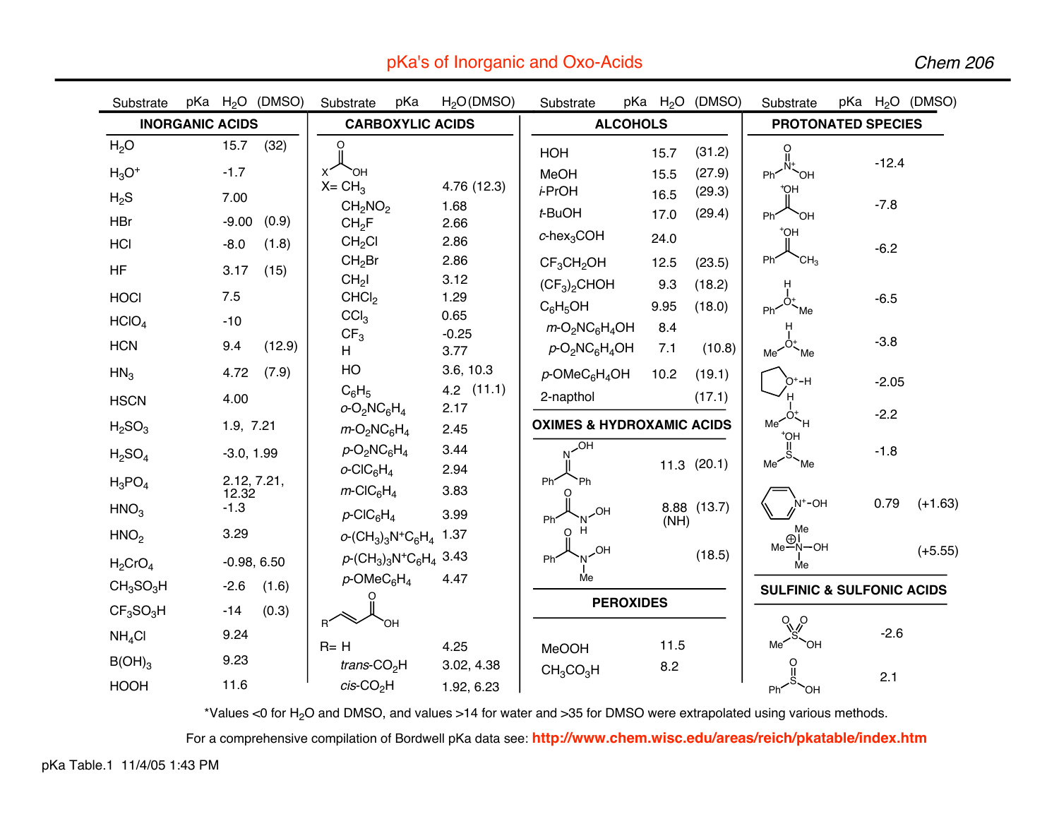# pKa's of Inorganic and Oxo-Acids

## INORGANIC ACIDS

| Substrate | pKa $H_2O$ | (DMSO) |
|---|---|---|
| $H_2O$ | 15.7 | (32) |
| $H_3O^+$ | -1.7 | |
| $H_2S$ | 7.00 | |
| HBr | -9.00 | (0.9) |
| HCl | -8.0 | (1.8) |
| HF | 3.17 | (15) |
| HOCl | 7.5 | |
| $HClO_4$ | -10 | |
| HCN | 9.4 | (12.9) |
| $HN_3$ | 4.72 | (7.9) |
| HSCN | 4.00 | |
| $H_2SO_3$ | 1.9, 7.21 | |
| $H_2SO_4$ | -3.0, 1.99 | |
| $H_3PO_4$ | 2.12, 7.21, 12.32 | |
| $HNO_3$ | -1.3 | |
| $HNO_2$ | 3.29 | |
| $H_2CrO_4$ | -0.98, 6.50 | |
| $CH_3SO_3H$ | -2.6 | (1.6) |
| $CF_3SO_3H$ | -14 | (0.3) |
| $NH_4Cl$ | 9.24 | |
| $B(OH)_3$ | 9.23 | |
| HOOH | 11.6 | |

## CARBOXYLIC ACIDS

| Substrate ($XCO_2H$) | pKa $H_2O$ | (DMSO) |
|---|---|---|
| X= $CH_3$ | 4.76 | (12.3) |
| $CH_2NO_2$ | 1.68 | |
| $CH_2F$ | 2.66 | |
| $CH_2Cl$ | 2.86 | |
| $CH_2Br$ | 2.86 | |
| $CH_2I$ | 3.12 | |
| $CHCl_2$ | 1.29 | |
| $CCl_3$ | 0.65 | |
| $CF_3$ | -0.25 | |
| H | 3.77 | |
| HO | 3.6, 10.3 | |
| $C_6H_5$ | 4.2 | (11.1) |
| *o*-$O_2NC_6H_4$ | 2.17 | |
| *m*-$O_2NC_6H_4$ | 2.45 | |
| *p*-$O_2NC_6H_4$ | 3.44 | |
| *o*-$ClC_6H_4$ | 2.94 | |
| *m*-$ClC_6H_4$ | 3.83 | |
| *p*-$ClC_6H_4$ | 3.99 | |
| *o*-$(CH_3)_3N^+C_6H_4$ | 1.37 | |
| *p*-$(CH_3)_3N^+C_6H_4$ | 3.43 | |
| *p*-$OMeC_6H_4$ | 4.47 | |
| RCH=CHCO$_2$H, R= H | 4.25 | |
| *trans*-$CO_2H$ | 3.02, 4.38 | |
| *cis*-$CO_2H$ | 1.92, 6.23 | |

## ALCOHOLS

| Substrate | pKa $H_2O$ | (DMSO) |
|---|---|---|
| HOH | 15.7 | (31.2) |
| MeOH | 15.5 | (27.9) |
| *i*-PrOH | 16.5 | (29.3) |
| *t*-BuOH | 17.0 | (29.4) |
| *c*-hex$_3$COH | 24.0 | |
| $CF_3CH_2OH$ | 12.5 | (23.5) |
| $(CF_3)_2CHOH$ | 9.3 | (18.2) |
| $C_6H_5OH$ | 9.95 | (18.0) |
| *m*-$O_2NC_6H_4OH$ | 8.4 | |
| *p*-$O_2NC_6H_4OH$ | 7.1 | (10.8) |
| *p*-$OMeC_6H_4OH$ | 10.2 | (19.1) |
| 2-napthol | | (17.1) |

## OXIMES & HYDROXAMIC ACIDS

| Substrate | pKa $H_2O$ | (DMSO) |
|---|---|---|
| $Ph_2C=N-OH$ | 11.3 | (20.1) |
| PhC(O)NH-OH | 8.88 (NH) | (13.7) |
| PhC(O)N(Me)-OH | | (18.5) |

## PEROXIDES

| Substrate | pKa $H_2O$ | (DMSO) |
|---|---|---|
| MeOOH | 11.5 | |
| $CH_3CO_3H$ | 8.2 | |

## PROTONATED SPECIES

| Substrate | pKa $H_2O$ | (DMSO) |
|---|---|---|
| $PhN^+(=O)OH$ | -12.4 | |
| $PhC(=O^+H)OH$ | -7.8 | |
| $PhC(=O^+H)CH_3$ | -6.2 | |
| $PhO^+(H)Me$ | -6.5 | |
| $MeO^+(H)Me$ | -3.8 | |
| Tetrahydrofuran-$O^+$-H | -2.05 | |
| $MeO^+H_2$ | -2.2 | |
| $MeS(=O^+H)Me$ | -1.8 | |
| Pyridine-$N^+$-OH | 0.79 | (+1.63) |
| $Me_3N^+$-OH | | (+5.55) |

## SULFINIC & SULFONIC ACIDS

| Substrate | pKa $H_2O$ | (DMSO) |
|---|---|---|
| $MeSO_2OH$ | -2.6 | |
| PhS(O)OH | 2.1 | |

*Values <0 for $H_2O$ and DMSO, and values >14 for water and >35 for DMSO were extrapolated using various methods.

For a comprehensive compilation of Bordwell pKa data see: **http://www.chem.wisc.edu/areas/reich/pkatable/index.htm**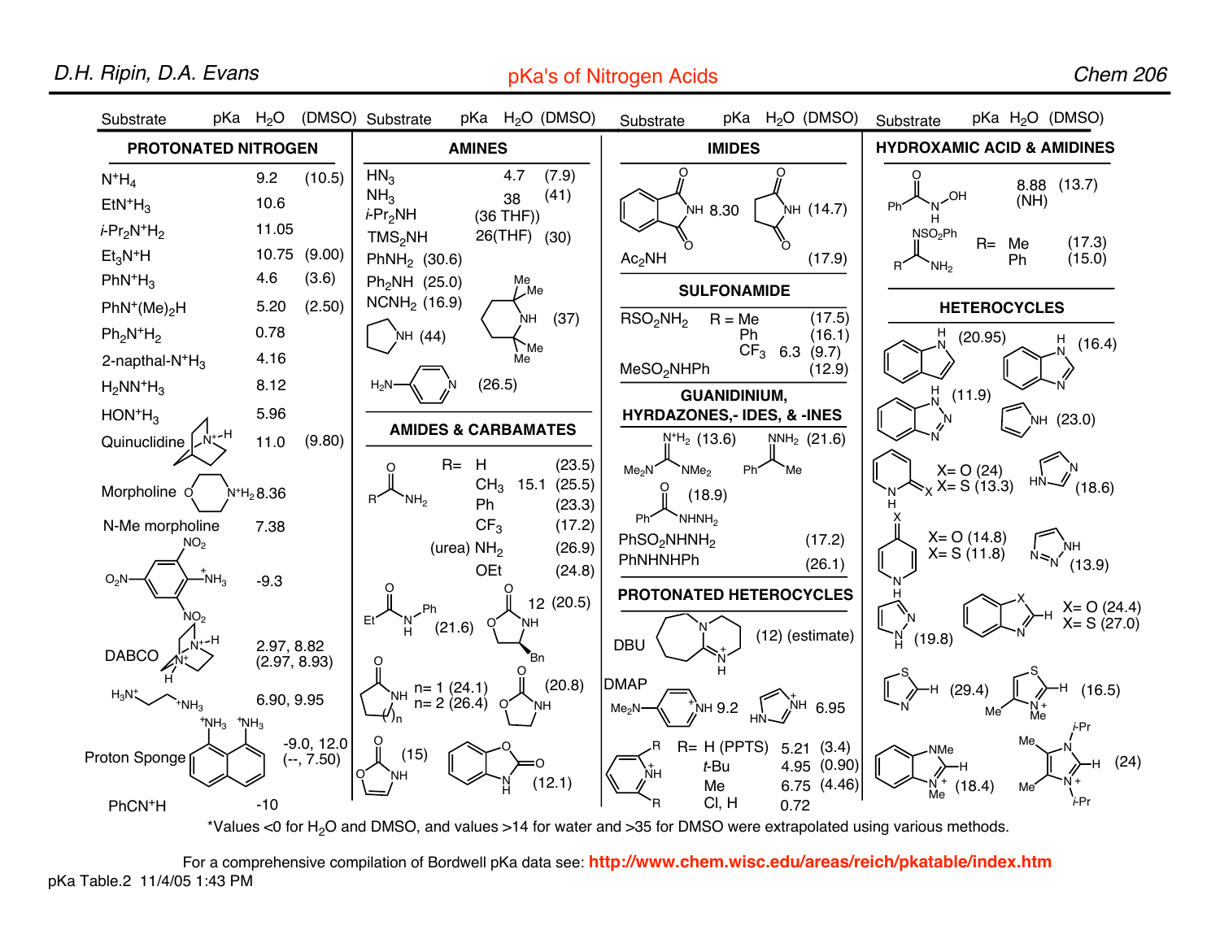# pKa's of Nitrogen Acids

D.H. Ripin, D.A. Evans — Chem 206

## PROTONATED NITROGEN

| Substrate | pKa $H_2O$ | (DMSO) |
|---|---|---|
| $N^+H_4$ | 9.2 | (10.5) |
| $EtN^+H_3$ | 10.6 | |
| $i$-$Pr_2N^+H_2$ | 11.05 | |
| $Et_3N^+H$ | 10.75 | (9.00) |
| $PhN^+H_3$ | 4.6 | (3.6) |
| $PhN^+(Me)_2H$ | 5.20 | (2.50) |
| $Ph_2N^+H_2$ | 0.78 | |
| 2-napthal-$N^+H_3$ | 4.16 | |
| $H_2NN^+H_3$ | 8.12 | |
| $HON^+H_3$ | 5.96 | |
| Quinuclidine ($N^+$–H) | 11.0 | (9.80) |
| Morpholine ($N^+H_2$) | 8.36 | |
| N-Me morpholine | 7.38 | |
| 2,4,6-trinitroanilinium ($O_2N$, $NO_2$, $NO_2$, $^+NH_3$) | -9.3 | |
| DABCO (diprotonated) | 2.97, 8.82 | (2.97, 8.93) |
| $H_3N^+CH_2CH_2{}^+NH_3$ | 6.90, 9.95 | |
| Proton Sponge (diprotonated 1,8-diaminonaphthalene) | -9.0, 12.0 | (--, 7.50) |
| $PhCN^+H$ | -10 | |

## AMINES

| Substrate | pKa $H_2O$ | (DMSO) |
|---|---|---|
| $HN_3$ | 4.7 | (7.9) |
| $NH_3$ | 38 | (41) |
| $i$-$Pr_2NH$ | (36 THF) | |
| $TMS_2NH$ | 26(THF) | (30) |
| $PhNH_2$ | | (30.6) |
| $Ph_2NH$ | | (25.0) |
| $NCNH_2$ | | (16.9) |
| Pyrrolidine (NH) | | (44) |
| 2,2,6,6-Tetramethylpiperidine (NH) | | (37) |
| 4-Aminopyridine ($H_2N$–) | | (26.5) |

## AMIDES & CARBAMATES

| Substrate | pKa $H_2O$ | (DMSO) |
|---|---|---|
| $RC(O)NH_2$, R = H | | (23.5) |
| R = $CH_3$ | 15.1 | (25.5) |
| R = Ph | | (23.3) |
| R = $CF_3$ | | (17.2) |
| (urea) R = $NH_2$ | | (26.9) |
| R = OEt | | (24.8) |
| $EtC(O)NHPh$ | | (21.6) |
| 4-Benzyl-oxazolidin-2-one (NH) | 12 | (20.5) |
| Lactam, n = 1 | | (24.1) |
| Lactam, n = 2 | | (26.4) |
| Oxazolidin-2-one (NH) | | (20.8) |
| Oxazol-2(3H)-one (NH) | | (15) |
| Benzoxazol-2(3H)-one (NH) | | (12.1) |

## IMIDES

| Substrate | pKa $H_2O$ | (DMSO) |
|---|---|---|
| Phthalimide (NH) | 8.30 | |
| Succinimide (NH) | | (14.7) |
| $Ac_2NH$ | | (17.9) |

## SULFONAMIDE

| Substrate | pKa $H_2O$ | (DMSO) |
|---|---|---|
| $RSO_2NH_2$, R = Me | | (17.5) |
| R = Ph | | (16.1) |
| R = $CF_3$ | 6.3 | (9.7) |
| $MeSO_2NHPh$ | | (12.9) |

## GUANIDINIUM, HYRDAZONES,- IDES, & -INES

| Substrate | pKa $H_2O$ | (DMSO) |
|---|---|---|
| $Me_2NC(=N^+H_2)NMe_2$ | | (13.6) |
| $PhC(=NNH_2)Me$ | | (21.6) |
| $PhC(O)NHNH_2$ | | (18.9) |
| $PhSO_2NHNH_2$ | | (17.2) |
| $PhNHNHPh$ | | (26.1) |

## PROTONATED HETEROCYCLES

| Substrate | pKa $H_2O$ | (DMSO) |
|---|---|---|
| DBU ($N^+$–H) | (12) (estimate) | |
| DMAP ($Me_2N$–pyridinium $N^+H$) | 9.2 | |
| Imidazolium ($N^+H$) | 6.95 | |
| 2,6-R-pyridinium, R = H (PPTS) | 5.21 | (3.4) |
| R = $t$-Bu | 4.95 | (0.90) |
| R = Me | 6.75 | (4.46) |
| R = Cl, H | 0.72 | |

## HYDROXAMIC ACID & AMIDINES

| Substrate | pKa $H_2O$ | (DMSO) |
|---|---|---|
| $PhC(O)NHOH$ | 8.88 | (13.7) (NH) |
| $RC(=NSO_2Ph)NH_2$, R = Me | | (17.3) |
| R = Ph | | (15.0) |

## HETEROCYCLES

| Substrate | pKa $H_2O$ | (DMSO) |
|---|---|---|
| Indole (NH) | | (20.95) |
| Benzimidazole (NH) | | (16.4) |
| Benzotriazole (NH) | | (11.9) |
| Pyrrole (NH) | | (23.0) |
| 2-Pyridone, X = O | | (24) |
| 2-Pyridinethione, X = S | | (13.3) |
| Imidazole (HN) | | (18.6) |
| 4-Pyridone, X = O | | (14.8) |
| 4-Pyridinethione, X = S | | (11.8) |
| 1,2,3-Triazole (NH) | | (13.9) |
| Pyrazole (NH) | | (19.8) |
| Benzoxazole (C–H), X = O | | (24.4) |
| Benzothiazole (C–H), X = S | | (27.0) |
| Thiazole (C2–H) | | (29.4) |
| 3,4-Dimethylthiazolium (C2–H) | | (16.5) |
| 1,3-Dimethylbenzimidazolium (C2–H) | | (18.4) |
| 1,3-Di-$i$-Pr-4,5-dimethylimidazolium (C2–H) | | (24) |

*Values <0 for $H_2O$ and DMSO, and values >14 for water and >35 for DMSO were extrapolated using various methods.

For a compilation of Bordwell pKa data see: **http://www.chem.wisc.edu/areas/reich/pkatable/index.htm**

pKa Table.2 11/4/05 1:43 PM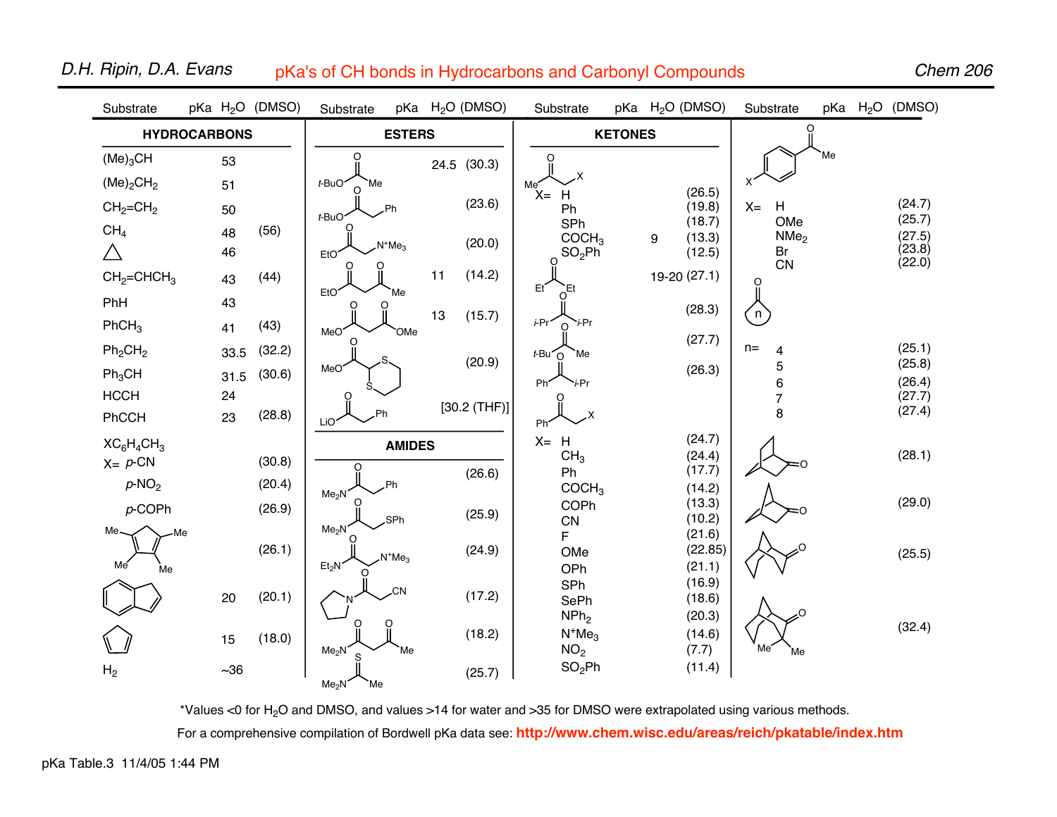# pKa's of CH bonds in Hydrocarbons and Carbonyl Compounds

## HYDROCARBONS

| Substrate | pKa $H_2O$ | (DMSO) |
|---|---|---|
| $(Me)_3CH$ | 53 | |
| $(Me)_2CH_2$ | 51 | |
| $CH_2{=}CH_2$ | 50 | |
| $CH_4$ | 48 | (56) |
| cyclopropane | 46 | |
| $CH_2{=}CHCH_3$ | 43 | (44) |
| PhH | 43 | |
| $PhCH_3$ | 41 | (43) |
| $Ph_2CH_2$ | 33.5 | (32.2) |
| $Ph_3CH$ | 31.5 | (30.6) |
| HCCH | 24 | |
| PhCCH | 23 | (28.8) |
| $XC_6H_4CH_3$, X= p-CN | | (30.8) |
| p-$NO_2$ | | (20.4) |
| p-COPh | | (26.9) |
| 1,2,3,4-tetramethylcyclopentadiene | | (26.1) |
| indene | 20 | (20.1) |
| cyclopentadiene | 15 | (18.0) |
| $H_2$ | ~36 | |

## ESTERS

| Substrate | pKa $H_2O$ | (DMSO) |
|---|---|---|
| t-BuO-C(O)-Me | 24.5 | (30.3) |
| t-BuO-C(O)-$CH_2$Ph | | (23.6) |
| EtO-C(O)-$CH_2N^+Me_3$ | | (20.0) |
| EtO-C(O)-$CH_2$-C(O)-Me | 11 | (14.2) |
| MeO-C(O)-$CH_2$-C(O)-OMe | 13 | (15.7) |
| MeO-C(O)-(1,3-dithian-2-yl) | | (20.9) |
| LiO-C(O)-$CH_2$Ph | | [30.2 (THF)] |

## AMIDES

| Substrate | pKa $H_2O$ | (DMSO) |
|---|---|---|
| $Me_2N$-C(O)-$CH_2$Ph | | (26.6) |
| $Me_2N$-C(O)-$CH_2$SPh | | (25.9) |
| $Et_2N$-C(O)-$CH_2N^+Me_3$ | | (24.9) |
| pyrrolidinyl-C(O)-$CH_2$CN | | (17.2) |
| $Me_2N$-C(O)-$CH_2$-C(O)-Me | | (18.2) |
| $Me_2N$-C(S)-Me | | (25.7) |

## KETONES

| Substrate | pKa $H_2O$ | (DMSO) |
|---|---|---|
| Me-C(O)-$CH_2$X, X= H | | (26.5) |
| Ph | | (19.8) |
| SPh | | (18.7) |
| $COCH_3$ | 9 | (13.3) |
| $SO_2Ph$ | | (12.5) |
| Et-C(O)-Et | 19-20 | (27.1) |
| i-Pr-C(O)-i-Pr | | (28.3) |
| t-Bu-C(O)-Me | | (27.7) |
| Ph-C(O)-i-Pr | | (26.3) |
| Ph-C(O)-$CH_2$X, X= H | | (24.7) |
| $CH_3$ | | (24.4) |
| Ph | | (17.7) |
| $COCH_3$ | | (14.2) |
| COPh | | (13.3) |
| CN | | (10.2) |
| F | | (21.6) |
| OMe | | (22.85) |
| OPh | | (21.1) |
| SPh | | (16.9) |
| SePh | | (18.6) |
| $NPh_2$ | | (20.3) |
| $N^+Me_3$ | | (14.6) |
| $NO_2$ | | (7.7) |
| $SO_2Ph$ | | (11.4) |

| Substrate | pKa $H_2O$ | (DMSO) |
|---|---|---|
| $XC_6H_4$-C(O)-Me, X= H | | (24.7) |
| OMe | | (25.7) |
| $NMe_2$ | | (27.5) |
| Br | | (23.8) |
| CN | | (22.0) |
| cyclic ketone (ring size n), n= 4 | | (25.1) |
| 5 | | (25.8) |
| 6 | | (26.4) |
| 7 | | (27.7) |
| 8 | | (27.4) |
| bicyclo[2.2.2]octan-2-one | | (28.1) |
| norbornan-2-one | | (29.0) |
| bicyclic ketone | | (25.5) |
| bicyclic ketone with gem-dimethyl (Me, Me) | | (32.4) |

*Values <0 for $H_2O$ and DMSO, and values >14 for water and >35 for DMSO were extrapolated using various methods.

For a comprehensive compilation of Bordwell pKa data see: **http://www.chem.wisc.edu/areas/reich/pkatable/index.htm**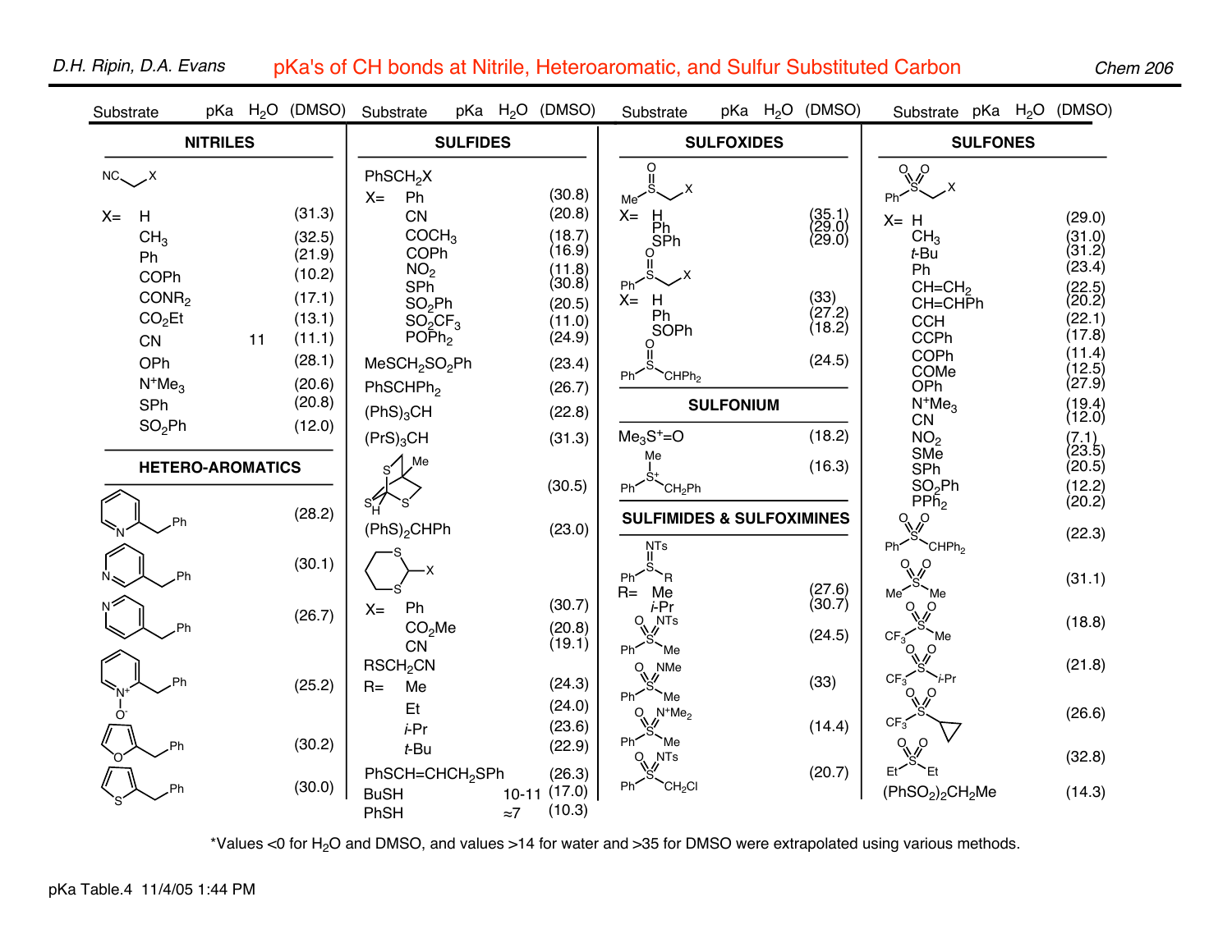# pKa's of CH bonds at Nitrile, Heteroaromatic, and Sulfur Substituted Carbon

## NITRILES

| Substrate | pKa $H_2O$ | (DMSO) |
|---|---|---|
| $NCCH_2X$ | | |
| X= H | | (31.3) |
| $CH_3$ | | (32.5) |
| Ph | | (21.9) |
| COPh | | (10.2) |
| $CONR_2$ | | (17.1) |
| $CO_2Et$ | | (13.1) |
| CN | 11 | (11.1) |
| OPh | | (28.1) |
| $N^+Me_3$ | | (20.6) |
| SPh | | (20.8) |
| $SO_2Ph$ | | (12.0) |

## HETERO-AROMATICS

| Substrate | pKa $H_2O$ | (DMSO) |
|---|---|---|
| 2-benzylpyridine | | (28.2) |
| 3-benzylpyridine | | (30.1) |
| 4-benzylpyridine | | (26.7) |
| 2-benzylpyridine N-oxide | | (25.2) |
| 2-benzylfuran | | (30.2) |
| 2-benzylthiophene | | (30.0) |

## SULFIDES

| Substrate | pKa $H_2O$ | (DMSO) |
|---|---|---|
| $PhSCH_2X$ | | |
| X= Ph | | (30.8) |
| CN | | (20.8) |
| $COCH_3$ | | (18.7) |
| COPh | | (16.9) |
| $NO_2$ | | (11.8) |
| SPh | | (30.8) |
| $SO_2Ph$ | | (20.5) |
| $SO_2CF_3$ | | (11.0) |
| $POPh_2$ | | (24.9) |
| $MeSCH_2SO_2Ph$ | | (23.4) |
| $PhSCHPh_2$ | | (26.7) |
| $(PhS)_3CH$ | | (22.8) |
| $(PrS)_3CH$ | | (31.3) |
| trithia-bicyclic orthothioformate (Me-substituted) | | (30.5) |
| $(PhS)_2CHPh$ | | (23.0) |
| 2-X-1,3-dithiane | | |
| X= Ph | | (30.7) |
| $CO_2Me$ | | (20.8) |
| CN | | (19.1) |
| $RSCH_2CN$ | | |
| R= Me | | (24.3) |
| Et | | (24.0) |
| *i*-Pr | | (23.6) |
| *t*-Bu | | (22.9) |
| $PhSCH{=}CHCH_2SPh$ | | (26.3) |
| BuSH | 10-11 | (17.0) |
| PhSH | ≈7 | (10.3) |

## SULFOXIDES

| Substrate | pKa $H_2O$ | (DMSO) |
|---|---|---|
| $MeS(O)CH_2X$ | | |
| X= H | | (35.1) |
| Ph | | (29.0) |
| SPh | | (29.0) |
| $PhS(O)CH_2X$ | | |
| X= H | | (33) |
| Ph | | (27.2) |
| SOPh | | (18.2) |
| $PhS(O)CHPh_2$ | | (24.5) |

## SULFONIUM

| Substrate | pKa $H_2O$ | (DMSO) |
|---|---|---|
| $Me_3S^+{=}O$ | | (18.2) |
| $PhS^+(Me)CH_2Ph$ | | (16.3) |

## SULFIMIDES & SULFOXIMINES

| Substrate | pKa $H_2O$ | (DMSO) |
|---|---|---|
| $PhS(=NTs)R$ | | |
| R= Me | | (27.6) |
| *i*-Pr | | (30.7) |
| $PhS(O)(=NTs)Me$ | | (24.5) |
| $PhS(O)(=NMe)Me$ | | (33) |
| $PhS(O)(=N^+Me_2)Me$ | | (14.4) |
| $PhS(O)(=NTs)CH_2Cl$ | | (20.7) |

## SULFONES

| Substrate | pKa $H_2O$ | (DMSO) |
|---|---|---|
| $PhSO_2CH_2X$ | | |
| X= H | | (29.0) |
| $CH_3$ | | (31.0) |
| *t*-Bu | | (31.2) |
| Ph | | (23.4) |
| $CH{=}CH_2$ | | (22.5) |
| $CH{=}CHPh$ | | (20.2) |
| CCH | | (22.1) |
| CCPh | | (17.8) |
| COPh | | (11.4) |
| COMe | | (12.5) |
| OPh | | (27.9) |
| $N^+Me_3$ | | (19.4) |
| CN | | (12.0) |
| $NO_2$ | | (7.1) |
| SMe | | (23.5) |
| SPh | | (20.5) |
| $SO_2Ph$ | | (12.2) |
| $PPh_2$ | | (20.2) |
| $PhSO_2CHPh_2$ | | (22.3) |
| $MeSO_2Me$ | | (31.1) |
| $CF_3SO_2Me$ | | (18.8) |
| $CF_3SO_2$*i*-Pr | | (21.8) |
| $CF_3SO_2$-cyclopropyl | | (26.6) |
| $EtSO_2Et$ | | (32.8) |
| $(PhSO_2)_2CH_2Me$ | | (14.3) |

*Values <0 for $H_2O$ and DMSO, and values >14 for water and >35 for DMSO were extrapolated using various methods.

pKa Table.4 11/4/05 1:44 PM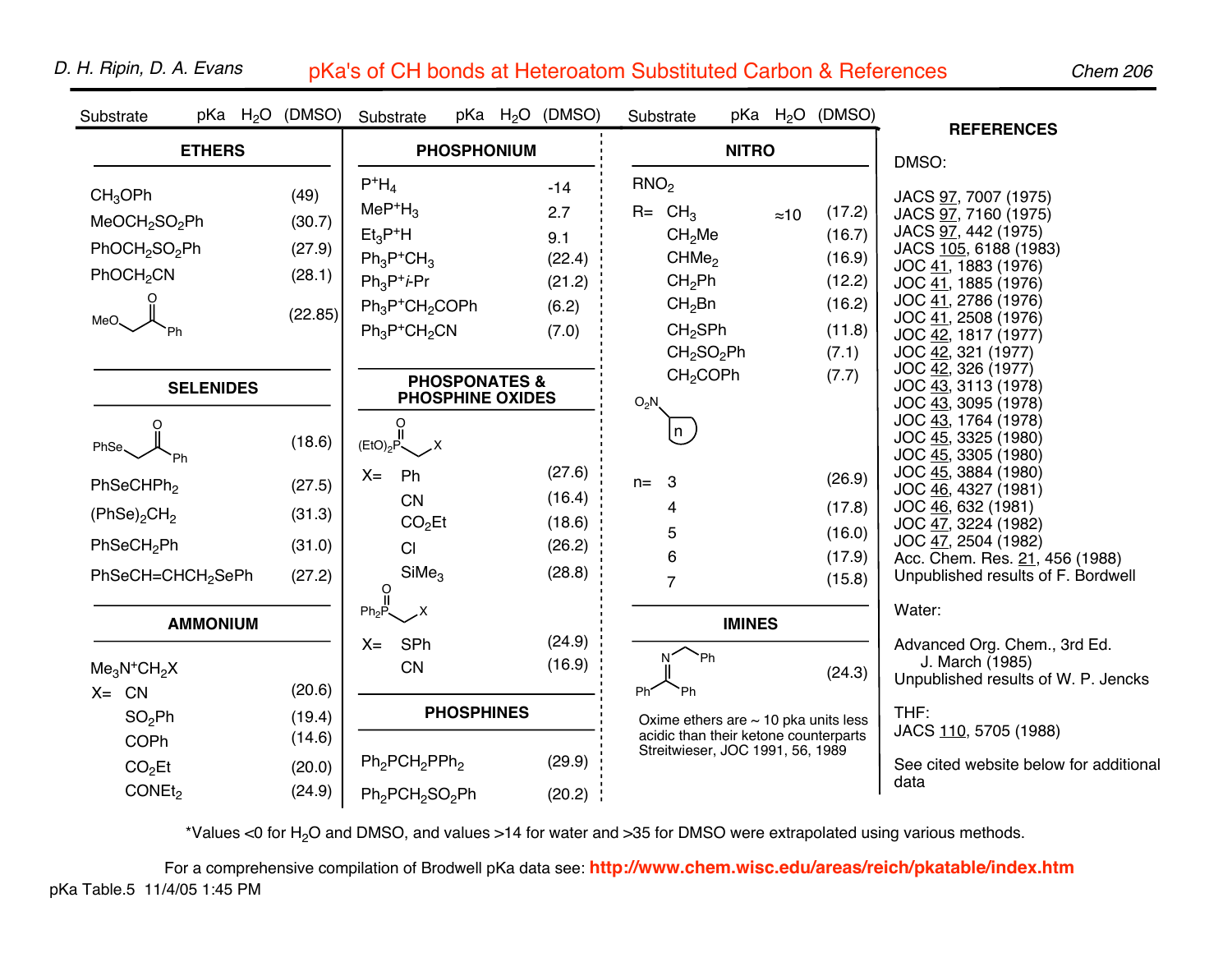# pKa's of CH bonds at Heteroatom Substituted Carbon & References

D. H. Ripin, D. A. Evans — Chem 206

## ETHERS

| Substrate | pKa $H_2O$ | (DMSO) |
|---|---|---|
| $CH_3OPh$ | | (49) |
| $MeOCH_2SO_2Ph$ | | (30.7) |
| $PhOCH_2SO_2Ph$ | | (27.9) |
| $PhOCH_2CN$ | | (28.1) |
| $MeOCH_2COPh$ | | (22.85) |

## SELENIDES

| Substrate | pKa $H_2O$ | (DMSO) |
|---|---|---|
| $PhSeCH_2COPh$ | | (18.6) |
| $PhSeCHPh_2$ | | (27.5) |
| $(PhSe)_2CH_2$ | | (31.3) |
| $PhSeCH_2Ph$ | | (31.0) |
| $PhSeCH{=}CHCH_2SePh$ | | (27.2) |

## AMMONIUM

| Substrate ($Me_3N^+CH_2X$) | pKa $H_2O$ | (DMSO) |
|---|---|---|
| X= CN | | (20.6) |
| $SO_2Ph$ | | (19.4) |
| COPh | | (14.6) |
| $CO_2Et$ | | (20.0) |
| $CONEt_2$ | | (24.9) |

## PHOSPHONIUM

| Substrate | pKa $H_2O$ | (DMSO) |
|---|---|---|
| $P^+H_4$ | -14 | |
| $MeP^+H_3$ | 2.7 | |
| $Et_3P^+H$ | 9.1 | |
| $Ph_3P^+CH_3$ | | (22.4) |
| $Ph_3P^+i$-Pr | | (21.2) |
| $Ph_3P^+CH_2COPh$ | | (6.2) |
| $Ph_3P^+CH_2CN$ | | (7.0) |

## PHOSPONATES & PHOSPHINE OXIDES

| Substrate | pKa $H_2O$ | (DMSO) |
|---|---|---|
| $(EtO)_2P(O)CH_2X$, X= Ph | | (27.6) |
| CN | | (16.4) |
| $CO_2Et$ | | (18.6) |
| Cl | | (26.2) |
| $SiMe_3$ | | (28.8) |
| $Ph_2P(O)CH_2X$, X= SPh | | (24.9) |
| CN | | (16.9) |

## PHOSPHINES

| Substrate | pKa $H_2O$ | (DMSO) |
|---|---|---|
| $Ph_2PCH_2PPh_2$ | | (29.9) |
| $Ph_2PCH_2SO_2Ph$ | | (20.2) |

## NITRO

| Substrate ($RNO_2$) | pKa $H_2O$ | (DMSO) |
|---|---|---|
| R= $CH_3$ | ≈10 | (17.2) |
| $CH_2Me$ | | (16.7) |
| $CHMe_2$ | | (16.9) |
| $CH_2Ph$ | | (12.2) |
| $CH_2Bn$ | | (16.2) |
| $CH_2SPh$ | | (11.8) |
| $CH_2SO_2Ph$ | | (7.1) |
| $CH_2COPh$ | | (7.7) |
| Nitrocycloalkane ($O_2N$-ring, n) n= 3 | | (26.9) |
| 4 | | (17.8) |
| 5 | | (16.0) |
| 6 | | (17.9) |
| 7 | | (15.8) |

## IMINES

| Substrate | pKa $H_2O$ | (DMSO) |
|---|---|---|
| $Ph_2C{=}NCH_2Ph$ | | (24.3) |

Oxime ethers are ~ 10 pka units less acidic than their ketone counterparts Streitwieser, JOC 1991, 56, 1989

## REFERENCES

DMSO:

JACS 97, 7007 (1975)
JACS 97, 7160 (1975)
JACS 97, 442 (1975)
JACS 105, 6188 (1983)
JOC 41, 1883 (1976)
JOC 41, 1885 (1976)
JOC 41, 2786 (1976)
JOC 41, 2508 (1976)
JOC 42, 1817 (1977)
JOC 42, 321 (1977)
JOC 42, 326 (1977)
JOC 43, 3113 (1978)
JOC 43, 3095 (1978)
JOC 43, 1764 (1978)
JOC 45, 3325 (1980)
JOC 45, 3305 (1980)
JOC 45, 3884 (1980)
JOC 46, 4327 (1981)
JOC 46, 632 (1981)
JOC 47, 3224 (1982)
JOC 47, 2504 (1982)
Acc. Chem. Res. 21, 456 (1988)
Unpublished results of F. Bordwell

Water:

Advanced Org. Chem., 3rd Ed. J. March (1985)
Unpublished results of W. P. Jencks

THF:
JACS 110, 5705 (1988)

See cited website below for additional data

*Values <0 for $H_2O$ and DMSO, and values >14 for water and >35 for DMSO were extrapolated using various methods.

For a comprehensive compilation of Brodwell pKa data see: **http://www.chem.wisc.edu/areas/reich/pkatable/index.htm**

pKa Table.5 11/4/05 1:45 PM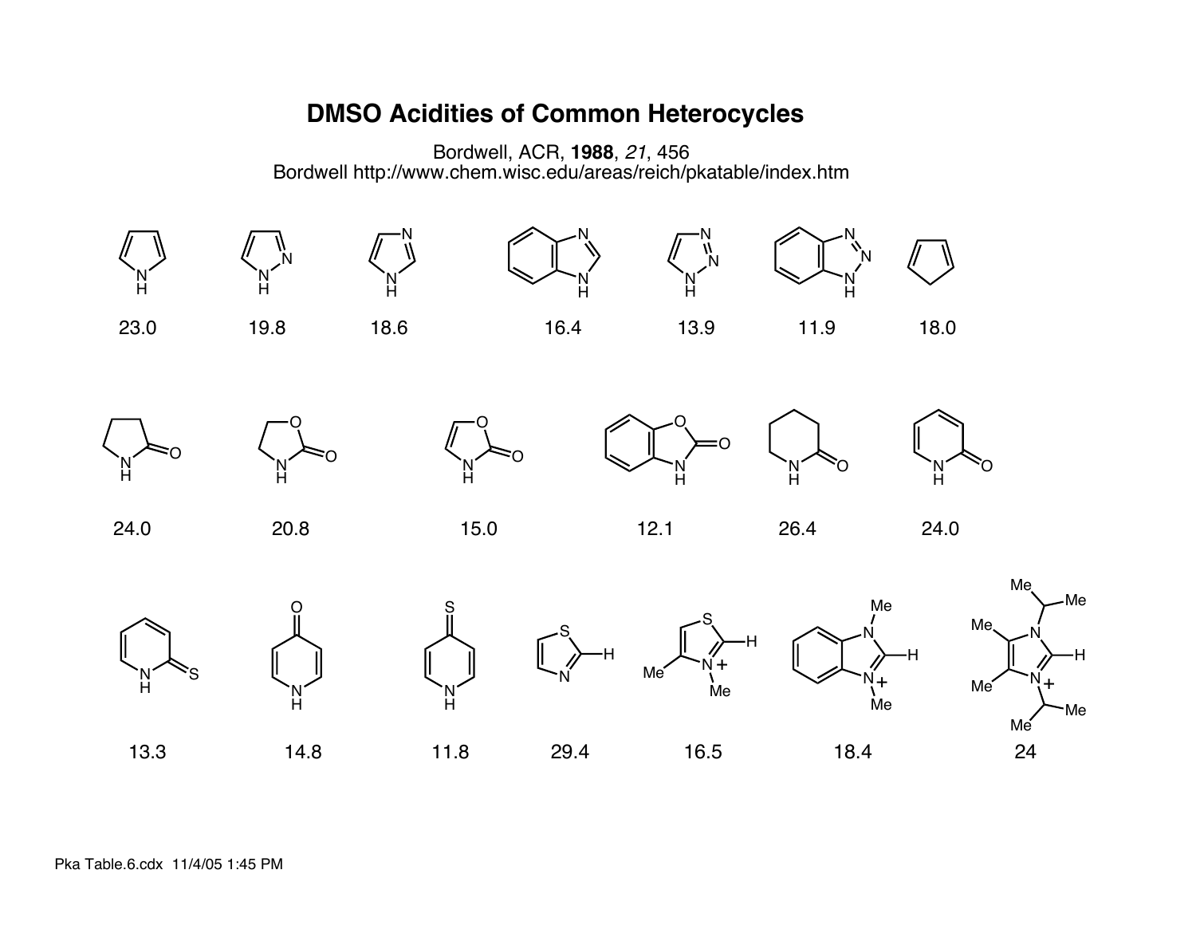# DMSO Acidities of Common Heterocycles

Bordwell, ACR, **1988**, *21*, 456
Bordwell http://www.chem.wisc.edu/areas/reich/pkatable/index.htm

N
H

23.0

N
N
H

19.8

N
N
H

18.6

N
N
H

16.4

N
N
N
H

13.9

N
N
N
H

11.9

18.0

N
H
O

24.0

O
N
H
O

20.8

O
N
H
O

15.0

O
N
H
O

12.1

N
H
O

26.4

N
H
O

24.0

N
H
S

13.3

O
N
H

14.8

S
N
H

11.8

S
N
H

29.4

S
H
Me
N+
Me

16.5

Me
N
H
N+
Me

18.4

Me
Me
Me
N
H
Me
N+
Me
Me

24

Pka Table.6.cdx 11/4/05 1:45 PM